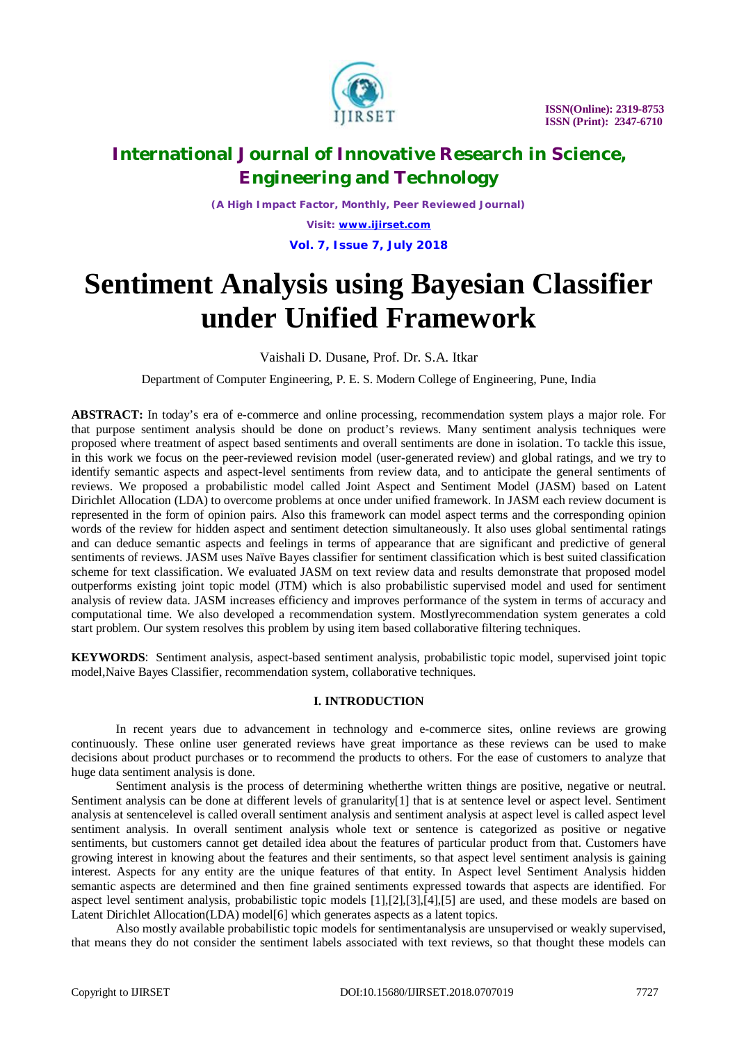# Sentiment Analysis using Bayesian Classifier under Unified Framework

Vaishali D. Dusane, Prof. Dr. S.A. Itkar

Department of Computer Engineering, P. E. S. Modern College of Engineering, Pune, India

**ABSTRACT:** In today's era of e-commerce and online processing, recommendation system plays a major role. For that purpose sentiment analysis should be done on product's reviews. Many sentiment analysis techniques were proposed where treatment of aspect based sentiments and overall sentiments are done in isolation. To tackle this issue, in this work we focus on the peer-reviewed revision model (user-generated review) and global ratings, and we try to identify semantic aspects and aspect-level sentiments from review data, and to anticipate the general sentiments of reviews. We proposed a probabilistic model called Joint Aspect and Sentiment Model (JASM) based on Latent Dirichlet Allocation (LDA) to overcome problems at once under unified framework. In JASM each review document is represented in the form of opinion pairs. Also this framework can model aspect terms and the corresponding opinion words of the review for hidden aspect and sentiment detection simultaneously. It also uses global sentimental ratings and can deduce semantic aspects and feelings in terms of appearance that are significant and predictive of general sentiments of reviews. JASM uses Naïve Bayes classifier for sentiment classification which is best suited classification scheme for text classification. We evaluated JASM on text review data and results demonstrate that proposed model outperforms existing joint topic model (JTM) which is also probabilistic supervised model and used for sentiment analysis of review data. JASM increases efficiency and improves performance of the system in terms of accuracy and computational time. We also developed a recommendation system. Mostlyrecommendation system generates a cold start problem. Our system resolves this problem by using item based collaborative filtering techniques.

**KEYWORDS**: Sentiment analysis, aspect-based sentiment analysis, probabilistic topic model, supervised joint topic model,Naive Bayes Classifier, recommendation system, collaborative techniques.

## I. INTRODUCTION

In recent years due to advancement in technology and e-commerce sites, online reviews are growing continuously. These online user generated reviews have great importance as these reviews can be used to make decisions about product purchases or to recommend the products to others. For the ease of customers to analyze that huge data sentiment analysis is done.

Sentiment analysis is the process of determining whetherthe written things are positive, negative or neutral. Sentiment analysis can be done at different levels of granularity[1] that is at sentence level or aspect level. Sentiment analysis at sentencelevel is called overall sentiment analysis and sentiment analysis at aspect level is called aspect level sentiment analysis. In overall sentiment analysis whole text or sentence is categorized as positive or negative sentiments, but customers cannot get detailed idea about the features of particular product from that. Customers have growing interest in knowing about the features and their sentiments, so that aspect level sentiment analysis is gaining interest. Aspects for any entity are the unique features of that entity. In Aspect level Sentiment Analysis hidden semantic aspects are determined and then fine grained sentiments expressed towards that aspects are identified. For aspect level sentiment analysis, probabilistic topic models [1],[2],[3],[4],[5] are used, and these models are based on Latent Dirichlet Allocation(LDA) model[6] which generates aspects as a latent topics.

Also mostly available probabilistic topic models for sentimentanalysis are unsupervised or weakly supervised, that means they do not consider the sentiment labels associated with text reviews, so that thought these models can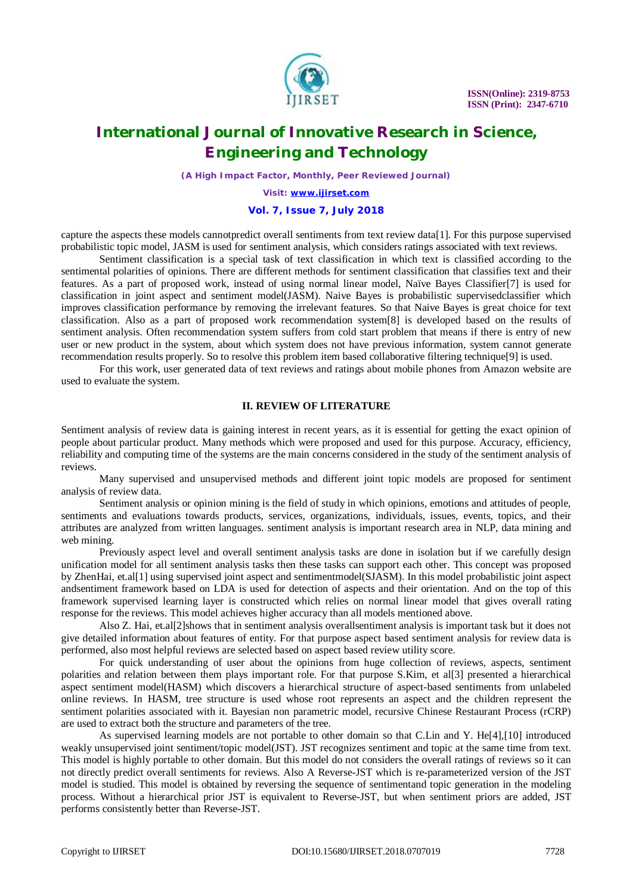capture the aspects these models cannotpredict overall sentiments from text review data[1]. For this purpose supervised probabilistic topic model, JASM is used for sentiment analysis, which considers ratings associated with text reviews.

Sentiment classification is a special task of text classification in which text is classified according to the sentimental polarities of opinions. There are different methods for sentiment classification that classifies text and their features. As a part of proposed work, instead of using normal linear model, Naïve Bayes Classifier[7] is used for classification in joint aspect and sentiment model(JASM). Naive Bayes is probabilistic supervisedclassifier which improves classification performance by removing the irrelevant features. So that Naive Bayes is great choice for text classification. Also as a part of proposed work recommendation system[8] is developed based on the results of sentiment analysis. Often recommendation system suffers from cold start problem that means if there is entry of new user or new product in the system, about which system does not have previous information, system cannot generate recommendation results properly. So to resolve this problem item based collaborative filtering technique[9] is used.

For this work, user generated data of text reviews and ratings about mobile phones from Amazon website are used to evaluate the system.

## II. REVIEW OF LITERATURE

Sentiment analysis of review data is gaining interest in recent years, as it is essential for getting the exact opinion of people about particular product. Many methods which were proposed and used for this purpose. Accuracy, efficiency, reliability and computing time of the systems are the main concerns considered in the study of the sentiment analysis of reviews.

Many supervised and unsupervised methods and different joint topic models are proposed for sentiment analysis of review data.

Sentiment analysis or opinion mining is the field of study in which opinions, emotions and attitudes of people, sentiments and evaluations towards products, services, organizations, individuals, issues, events, topics, and their attributes are analyzed from written languages. sentiment analysis is important research area in NLP, data mining and web mining.

Previously aspect level and overall sentiment analysis tasks are done in isolation but if we carefully design unification model for all sentiment analysis tasks then these tasks can support each other. This concept was proposed by ZhenHai, et.al[1] using supervised joint aspect and sentimentmodel(SJASM). In this model probabilistic joint aspect andsentiment framework based on LDA is used for detection of aspects and their orientation. And on the top of this framework supervised learning layer is constructed which relies on normal linear model that gives overall rating response for the reviews. This model achieves higher accuracy than all models mentioned above.

Also Z. Hai, et.al[2]shows that in sentiment analysis overallsentiment analysis is important task but it does not give detailed information about features of entity. For that purpose aspect based sentiment analysis for review data is performed, also most helpful reviews are selected based on aspect based review utility score.

For quick understanding of user about the opinions from huge collection of reviews, aspects, sentiment polarities and relation between them plays important role. For that purpose S.Kim, et al[3] presented a hierarchical aspect sentiment model(HASM) which discovers a hierarchical structure of aspect-based sentiments from unlabeled online reviews. In HASM, tree structure is used whose root represents an aspect and the children represent the sentiment polarities associated with it. Bayesian non parametric model, recursive Chinese Restaurant Process (rCRP) are used to extract both the structure and parameters of the tree.

As supervised learning models are not portable to other domain so that C.Lin and Y. He[4],[10] introduced weakly unsupervised joint sentiment/topic model(JST). JST recognizes sentiment and topic at the same time from text. This model is highly portable to other domain. But this model do not considers the overall ratings of reviews so it can not directly predict overall sentiments for reviews. Also A Reverse-JST which is re-parameterized version of the JST model is studied. This model is obtained by reversing the sequence of sentimentand topic generation in the modeling process. Without a hierarchical prior JST is equivalent to Reverse-JST, but when sentiment priors are added, JST performs consistently better than Reverse-JST.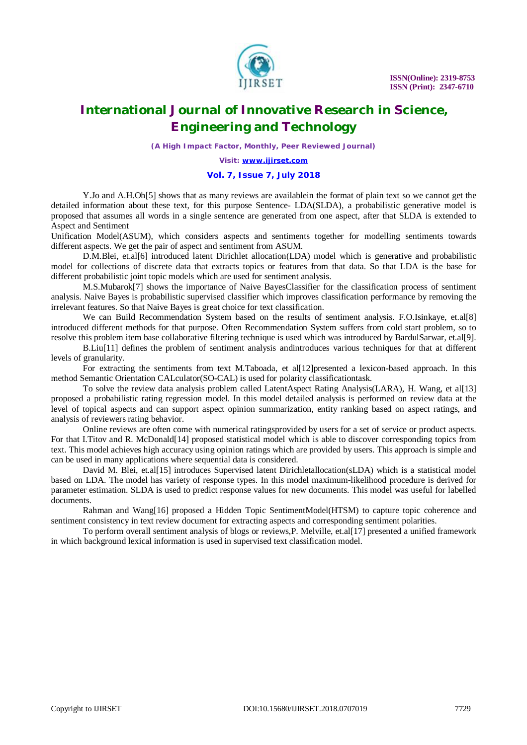Y.Jo and A.H.Oh[5] shows that as many reviews are availablein the format of plain text so we cannot get the detailed information about these text, for this purpose Sentence- LDA(SLDA), a probabilistic generative model is proposed that assumes all words in a single sentence are generated from one aspect, after that SLDA is extended to Aspect and Sentiment

Unification Model(ASUM), which considers aspects and sentiments together for modelling sentiments towards different aspects. We get the pair of aspect and sentiment from ASUM.

D.M.Blei, et.al[6] introduced latent Dirichlet allocation(LDA) model which is generative and probabilistic model for collections of discrete data that extracts topics or features from that data. So that LDA is the base for different probabilistic joint topic models which are used for sentiment analysis.

M.S.Mubarok[7] shows the importance of Naive BayesClassifier for the classification process of sentiment analysis. Naive Bayes is probabilistic supervised classifier which improves classification performance by removing the irrelevant features. So that Naive Bayes is great choice for text classification.

We can Build Recommendation System based on the results of sentiment analysis. F.O.Isinkaye, et.al[8] introduced different methods for that purpose. Often Recommendation System suffers from cold start problem, so to resolve this problem item base collaborative filtering technique is used which was introduced by BardulSarwar, et.al[9].

B.Liu[11] defines the problem of sentiment analysis andintroduces various techniques for that at different levels of granularity.

For extracting the sentiments from text M.Taboada, et al[12]presented a lexicon-based approach. In this method Semantic Orientation CALculator(SO-CAL) is used for polarity classificationtask.

To solve the review data analysis problem called LatentAspect Rating Analysis(LARA), H. Wang, et al[13] proposed a probabilistic rating regression model. In this model detailed analysis is performed on review data at the level of topical aspects and can support aspect opinion summarization, entity ranking based on aspect ratings, and analysis of reviewers rating behavior.

Online reviews are often come with numerical ratingsprovided by users for a set of service or product aspects. For that I.Titov and R. McDonald[14] proposed statistical model which is able to discover corresponding topics from text. This model achieves high accuracy using opinion ratings which are provided by users. This approach is simple and can be used in many applications where sequential data is considered.

David M. Blei, et.al[15] introduces Supervised latent Dirichletallocation(sLDA) which is a statistical model based on LDA. The model has variety of response types. In this model maximum-likelihood procedure is derived for parameter estimation. SLDA is used to predict response values for new documents. This model was useful for labelled documents.

Rahman and Wang[16] proposed a Hidden Topic SentimentModel(HTSM) to capture topic coherence and sentiment consistency in text review document for extracting aspects and corresponding sentiment polarities.

To perform overall sentiment analysis of blogs or reviews,P. Melville, et.al[17] presented a unified framework in which background lexical information is used in supervised text classification model.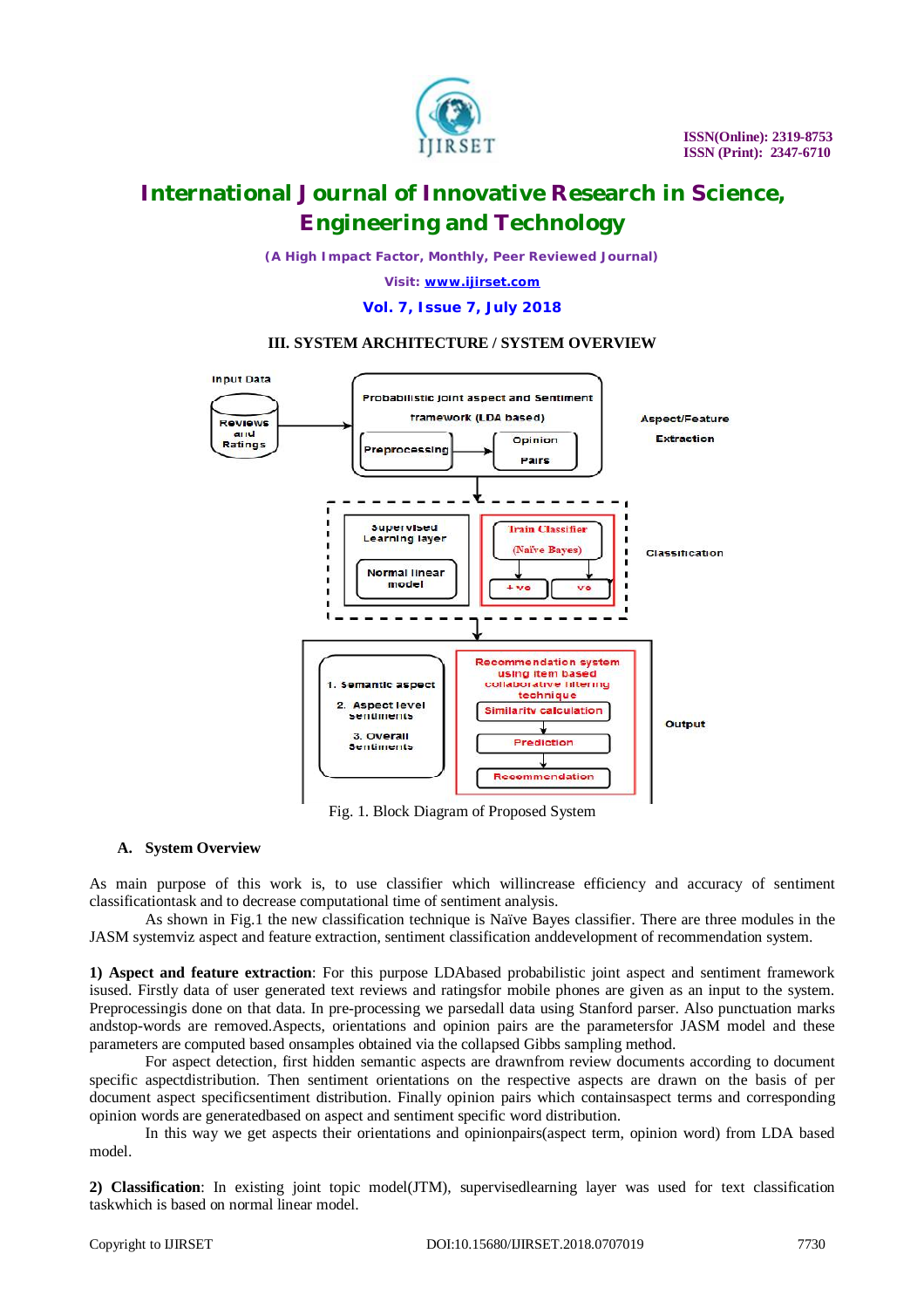## III. SYSTEM ARCHITECTURE / SYSTEM OVERVIEW

Fig. 1. Block Diagram of Proposed System

### A. System Overview

As main purpose of this work is, to use classifier which willincrease efficiency and accuracy of sentiment classificationtask and to decrease computational time of sentiment analysis.

As shown in Fig.1 the new classification technique is Naïve Bayes classifier. There are three modules in the JASM systemviz aspect and feature extraction, sentiment classification anddevelopment of recommendation system.

**1) Aspect and feature extraction**: For this purpose LDAbased probabilistic joint aspect and sentiment framework isused. Firstly data of user generated text reviews and ratingsfor mobile phones are given as an input to the system. Preprocessingis done on that data. In pre-processing we parsedall data using Stanford parser. Also punctuation marks andstop-words are removed.Aspects, orientations and opinion pairs are the parametersfor JASM model and these parameters are computed based onsamples obtained via the collapsed Gibbs sampling method.

For aspect detection, first hidden semantic aspects are drawnfrom review documents according to document specific aspectdistribution. Then sentiment orientations on the respective aspects are drawn on the basis of per document aspect specificsentiment distribution. Finally opinion pairs which containsaspect terms and corresponding opinion words are generatedbased on aspect and sentiment specific word distribution.

In this way we get aspects their orientations and opinionpairs(aspect term, opinion word) from LDA based model.

**2) Classification**: In existing joint topic model(JTM), supervisedlearning layer was used for text classification taskwhich is based on normal linear model.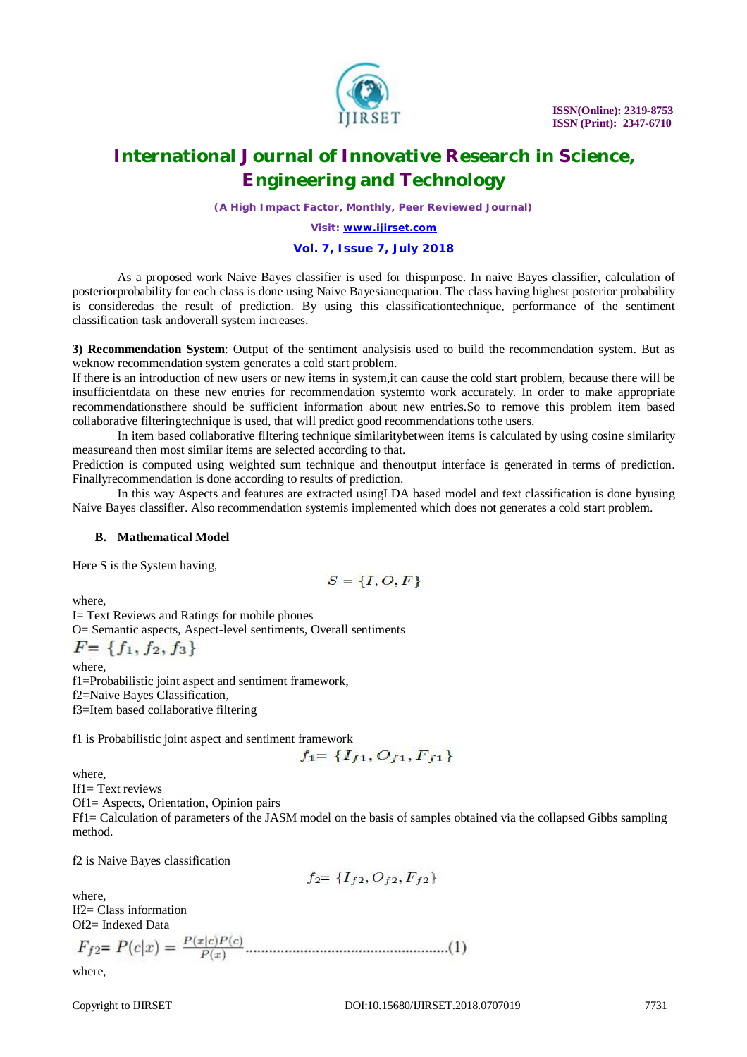As a proposed work Naive Bayes classifier is used for thispurpose. In naive Bayes classifier, calculation of posteriorprobability for each class is done using Naive Bayesianequation. The class having highest posterior probability is consideredas the result of prediction. By using this classificationtechnique, performance of the sentiment classification task andoverall system increases.

**3) Recommendation System**: Output of the sentiment analysisis used to build the recommendation system. But as weknow recommendation system generates a cold start problem.
If there is an introduction of new users or new items in system,it can cause the cold start problem, because there will be insufficientdata on these new entries for recommendation systemto work accurately. In order to make appropriate recommendationsthere should be sufficient information about new entries.So to remove this problem item based collaborative filteringtechnique is used, that will predict good recommendations tothe users.

In item based collaborative filtering technique similaritybetween items is calculated by using cosine similarity measureand then most similar items are selected according to that.
Prediction is computed using weighted sum technique and thenoutput interface is generated in terms of prediction. Finallyrecommendation is done according to results of prediction.

In this way Aspects and features are extracted usingLDA based model and text classification is done byusing Naive Bayes classifier. Also recommendation systemis implemented which does not generates a cold start problem.

### B. Mathematical Model

Here S is the System having,

$$S = \{I, O, F\}$$

where,
I= Text Reviews and Ratings for mobile phones
O= Semantic aspects, Aspect-level sentiments, Overall sentiments

$F = \{f_1, f_2, f_3\}$

where,
f1=Probabilistic joint aspect and sentiment framework,
f2=Naive Bayes Classification,
f3=Item based collaborative filtering

f1 is Probabilistic joint aspect and sentiment framework

$$f_1 = \{I_{f1}, O_{f1}, F_{f1}\}$$

where,
If1= Text reviews
Of1= Aspects, Orientation, Opinion pairs
Ff1= Calculation of parameters of the JASM model on the basis of samples obtained via the collapsed Gibbs sampling method.

f2 is Naive Bayes classification

$$f_2 = \{I_{f2}, O_{f2}, F_{f2}\}$$

where,
If2= Class information
Of2= Indexed Data

$$F_{f2} = P(c|x) = \frac{P(x|c)P(c)}{P(x)} \quad \ldots\ldots(1)$$

where,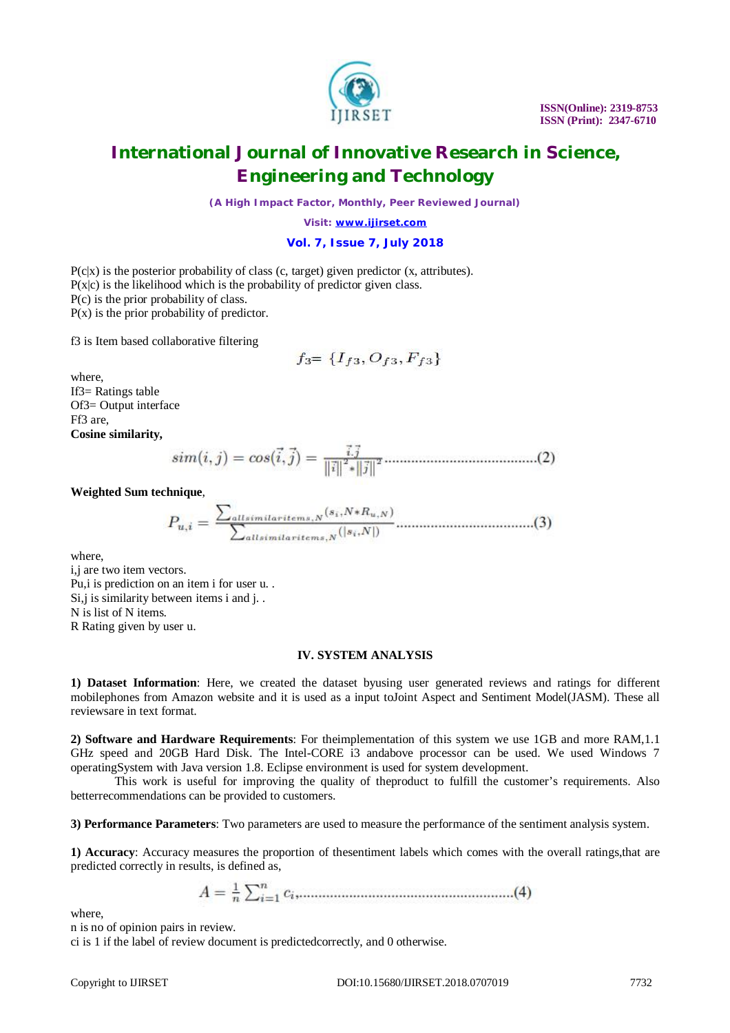P(c|x) is the posterior probability of class (c, target) given predictor (x, attributes).
P(x|c) is the likelihood which is the probability of predictor given class.
P(c) is the prior probability of class.
P(x) is the prior probability of predictor.

f3 is Item based collaborative filtering

$$f_3 = \{I_{f3}, O_{f3}, F_{f3}\}$$

where,
If3= Ratings table
Of3= Output interface
Ff3 are,
**Cosine similarity,**

$$sim(i,j) = cos(\vec{i},\vec{j}) = \frac{\vec{i}.\vec{j}}{\|\vec{i}\|^2 * \|\vec{j}\|^2} \quad (2)$$

**Weighted Sum technique**,

$$P_{u,i} = \frac{\sum_{allsimilaritems,N}(s_i,N * R_{u,N})}{\sum_{allsimilaritems,N}(|s_i,N|)} \quad (3)$$

where,
i,j are two item vectors.
Pu,i is prediction on an item i for user u. .
Si,j is similarity between items i and j. .
N is list of N items.
R Rating given by user u.

## IV. SYSTEM ANALYSIS

**1) Dataset Information**: Here, we created the dataset byusing user generated reviews and ratings for different mobilephones from Amazon website and it is used as a input toJoint Aspect and Sentiment Model(JASM). These all reviewsare in text format.

**2) Software and Hardware Requirements**: For theimplementation of this system we use 1GB and more RAM,1.1 GHz speed and 20GB Hard Disk. The Intel-CORE i3 andabove processor can be used. We used Windows 7 operatingSystem with Java version 1.8. Eclipse environment is used for system development.

This work is useful for improving the quality of theproduct to fulfill the customer's requirements. Also betterrecommendations can be provided to customers.

**3) Performance Parameters**: Two parameters are used to measure the performance of the sentiment analysis system.

**1) Accuracy**: Accuracy measures the proportion of thesentiment labels which comes with the overall ratings,that are predicted correctly in results, is defined as,

$$A = \frac{1}{n}\sum_{i=1}^{n} c_i, \quad (4)$$

where,
n is no of opinion pairs in review.
ci is 1 if the label of review document is predictedcorrectly, and 0 otherwise.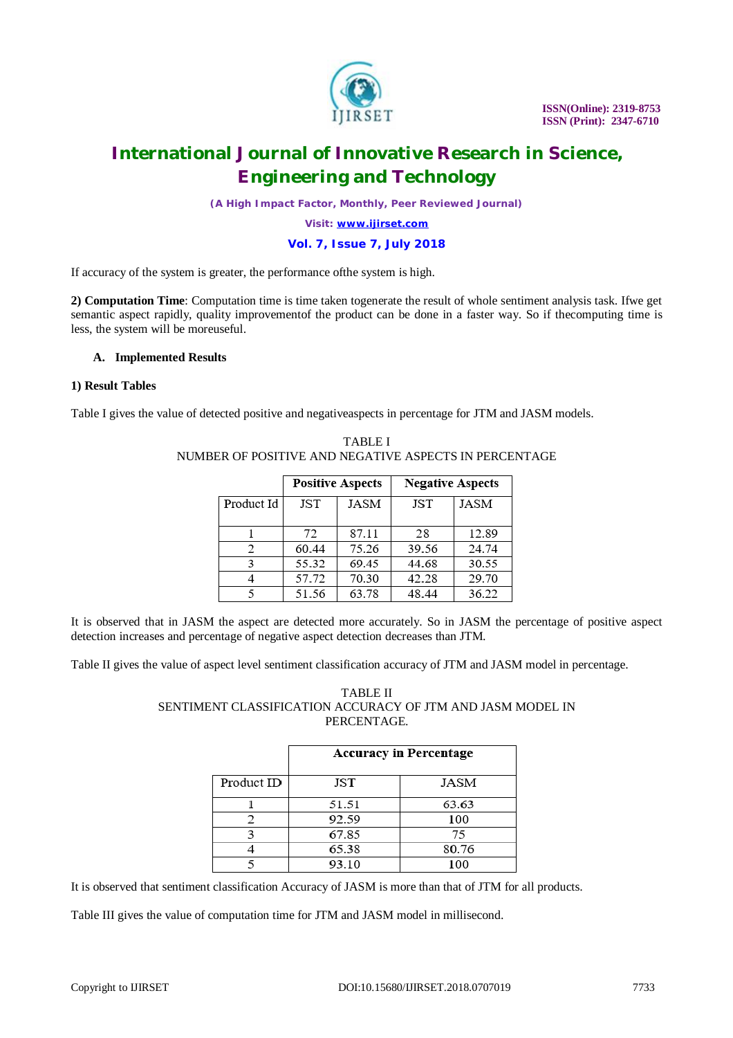If accuracy of the system is greater, the performance ofthe system is high.

**2) Computation Time**: Computation time is time taken togenerate the result of whole sentiment analysis task. Ifwe get semantic aspect rapidly, quality improvementof the product can be done in a faster way. So if thecomputing time is less, the system will be moreuseful.

### A. Implemented Results

#### 1) Result Tables

Table I gives the value of detected positive and negativeaspects in percentage for JTM and JASM models.

TABLE I
NUMBER OF POSITIVE AND NEGATIVE ASPECTS IN PERCENTAGE

| | Positive Aspects | | Negative Aspects | |
|---|---|---|---|---|
| Product Id | JST | JASM | JST | JASM |
| 1 | 72 | 87.11 | 28 | 12.89 |
| 2 | 60.44 | 75.26 | 39.56 | 24.74 |
| 3 | 55.32 | 69.45 | 44.68 | 30.55 |
| 4 | 57.72 | 70.30 | 42.28 | 29.70 |
| 5 | 51.56 | 63.78 | 48.44 | 36.22 |

It is observed that in JASM the aspect are detected more accurately. So in JASM the percentage of positive aspect detection increases and percentage of negative aspect detection decreases than JTM.

Table II gives the value of aspect level sentiment classification accuracy of JTM and JASM model in percentage.

TABLE II
SENTIMENT CLASSIFICATION ACCURACY OF JTM AND JASM MODEL IN PERCENTAGE.

| | Accuracy in Percentage | |
|---|---|---|
| Product ID | JST | JASM |
| 1 | 51.51 | 63.63 |
| 2 | 92.59 | 100 |
| 3 | 67.85 | 75 |
| 4 | 65.38 | 80.76 |
| 5 | 93.10 | 100 |

It is observed that sentiment classification Accuracy of JASM is more than that of JTM for all products.

Table III gives the value of computation time for JTM and JASM model in millisecond.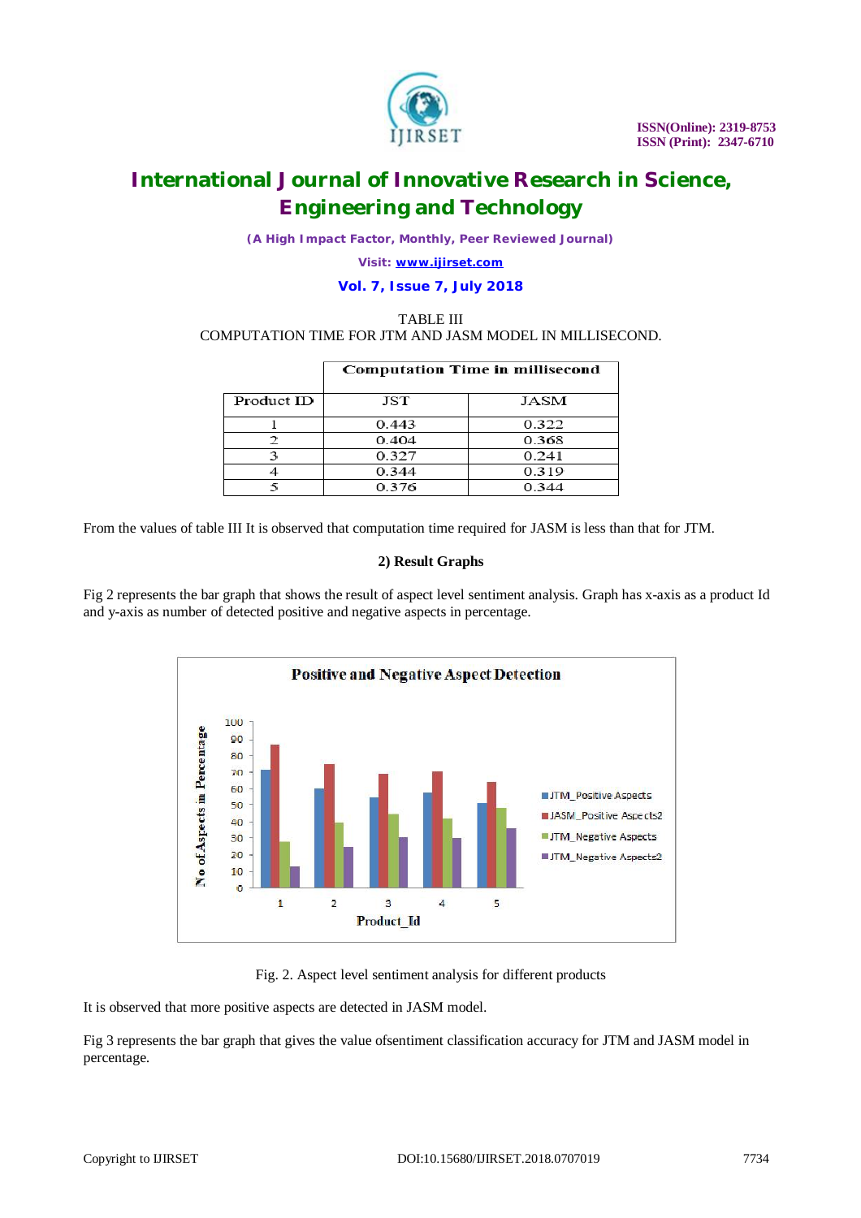TABLE III
COMPUTATION TIME FOR JTM AND JASM MODEL IN MILLISECOND.

| | Computation Time in millisecond | |
|---|---|---|
| Product ID | JST | JASM |
| 1 | 0.443 | 0.322 |
| 2 | 0.404 | 0.368 |
| 3 | 0.327 | 0.241 |
| 4 | 0.344 | 0.319 |
| 5 | 0.376 | 0.344 |

From the values of table III It is observed that computation time required for JASM is less than that for JTM.

**2) Result Graphs**

Fig 2 represents the bar graph that shows the result of aspect level sentiment analysis. Graph has x-axis as a product Id and y-axis as number of detected positive and negative aspects in percentage.

Fig. 2. Aspect level sentiment analysis for different products

It is observed that more positive aspects are detected in JASM model.

Fig 3 represents the bar graph that gives the value ofsentiment classification accuracy for JTM and JASM model in percentage.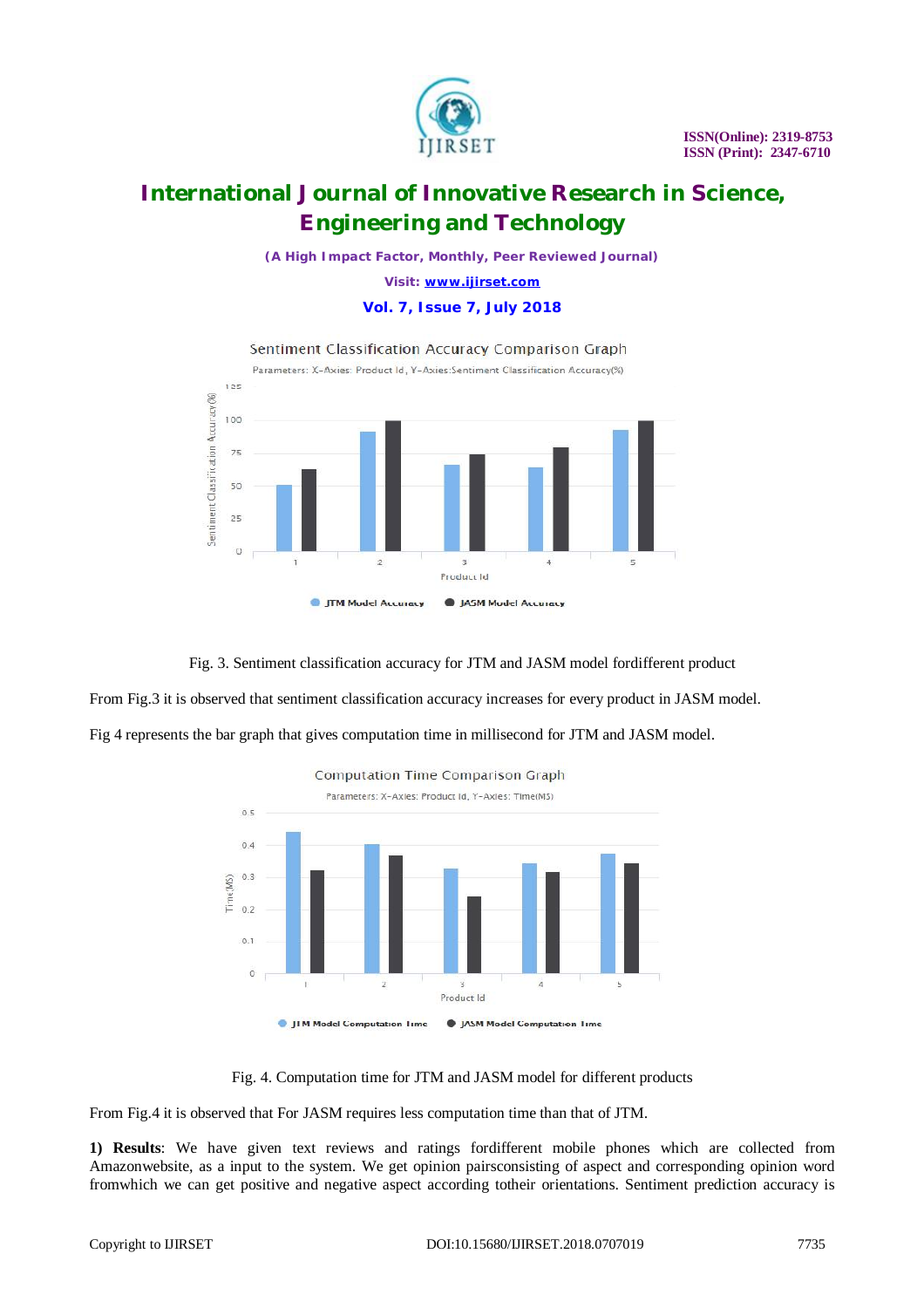Fig. 3. Sentiment classification accuracy for JTM and JASM model fordifferent product

From Fig.3 it is observed that sentiment classification accuracy increases for every product in JASM model.

Fig 4 represents the bar graph that gives computation time in millisecond for JTM and JASM model.

Fig. 4. Computation time for JTM and JASM model for different products

From Fig.4 it is observed that For JASM requires less computation time than that of JTM.

**1) Results**: We have given text reviews and ratings fordifferent mobile phones which are collected from Amazonwebsite, as a input to the system. We get opinion pairsconsisting of aspect and corresponding opinion word fromwhich we can get positive and negative aspect according totheir orientations. Sentiment prediction accuracy is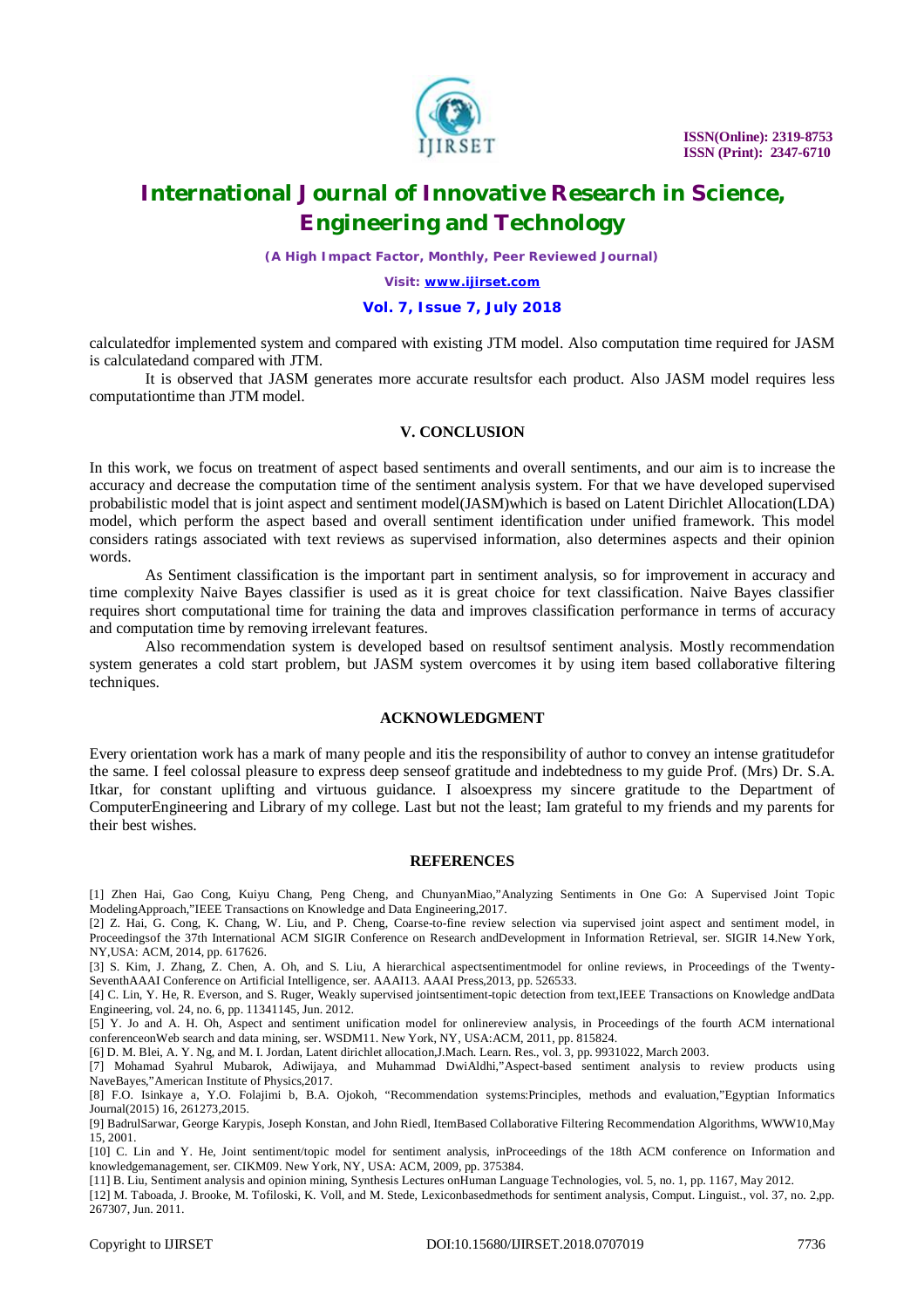calculatedfor implemented system and compared with existing JTM model. Also computation time required for JASM is calculatedand compared with JTM.

It is observed that JASM generates more accurate resultsfor each product. Also JASM model requires less computationtime than JTM model.

## V. CONCLUSION

In this work, we focus on treatment of aspect based sentiments and overall sentiments, and our aim is to increase the accuracy and decrease the computation time of the sentiment analysis system. For that we have developed supervised probabilistic model that is joint aspect and sentiment model(JASM)which is based on Latent Dirichlet Allocation(LDA) model, which perform the aspect based and overall sentiment identification under unified framework. This model considers ratings associated with text reviews as supervised information, also determines aspects and their opinion words.

As Sentiment classification is the important part in sentiment analysis, so for improvement in accuracy and time complexity Naive Bayes classifier is used as it is great choice for text classification. Naive Bayes classifier requires short computational time for training the data and improves classification performance in terms of accuracy and computation time by removing irrelevant features.

Also recommendation system is developed based on resultsof sentiment analysis. Mostly recommendation system generates a cold start problem, but JASM system overcomes it by using item based collaborative filtering techniques.

## ACKNOWLEDGMENT

Every orientation work has a mark of many people and itis the responsibility of author to convey an intense gratitudefor the same. I feel colossal pleasure to express deep senseof gratitude and indebtedness to my guide Prof. (Mrs) Dr. S.A. Itkar, for constant uplifting and virtuous guidance. I alsoexpress my sincere gratitude to the Department of ComputerEngineering and Library of my college. Last but not the least; Iam grateful to my friends and my parents for their best wishes.

## REFERENCES

[1] Zhen Hai, Gao Cong, Kuiyu Chang, Peng Cheng, and ChunyanMiao,"Analyzing Sentiments in One Go: A Supervised Joint Topic ModelingApproach,"IEEE Transactions on Knowledge and Data Engineering,2017.

[2] Z. Hai, G. Cong, K. Chang, W. Liu, and P. Cheng, Coarse-to-fine review selection via supervised joint aspect and sentiment model, in Proceedingsof the 37th International ACM SIGIR Conference on Research andDevelopment in Information Retrieval, ser. SIGIR 14.New York, NY,USA: ACM, 2014, pp. 617626.

[3] S. Kim, J. Zhang, Z. Chen, A. Oh, and S. Liu, A hierarchical aspectsentimentmodel for online reviews, in Proceedings of the Twenty-SeventhAAAI Conference on Artificial Intelligence, ser. AAAI13. AAAI Press,2013, pp. 526533.

[4] C. Lin, Y. He, R. Everson, and S. Ruger, Weakly supervised jointsentiment-topic detection from text,IEEE Transactions on Knowledge andData Engineering, vol. 24, no. 6, pp. 11341145, Jun. 2012.

[5] Y. Jo and A. H. Oh, Aspect and sentiment unification model for onlinereview analysis, in Proceedings of the fourth ACM international conferenceonWeb search and data mining, ser. WSDM11. New York, NY, USA:ACM, 2011, pp. 815824.

[6] D. M. Blei, A. Y. Ng, and M. I. Jordan, Latent dirichlet allocation,J.Mach. Learn. Res., vol. 3, pp. 9931022, March 2003.

[7] Mohamad Syahrul Mubarok, Adiwijaya, and Muhammad DwiAldhi,"Aspect-based sentiment analysis to review products using NaveBayes,"American Institute of Physics,2017.

[8] F.O. Isinkaye a, Y.O. Folajimi b, B.A. Ojokoh, "Recommendation systems:Principles, methods and evaluation,"Egyptian Informatics Journal(2015) 16, 261273,2015.

[9] BadrulSarwar, George Karypis, Joseph Konstan, and John Riedl, ItemBased Collaborative Filtering Recommendation Algorithms, WWW10,May 15, 2001.

[10] C. Lin and Y. He, Joint sentiment/topic model for sentiment analysis, inProceedings of the 18th ACM conference on Information and knowledgemanagement, ser. CIKM09. New York, NY, USA: ACM, 2009, pp. 375384.

[11] B. Liu, Sentiment analysis and opinion mining, Synthesis Lectures onHuman Language Technologies, vol. 5, no. 1, pp. 1167, May 2012.

[12] M. Taboada, J. Brooke, M. Tofiloski, K. Voll, and M. Stede, Lexiconbasedmethods for sentiment analysis, Comput. Linguist., vol. 37, no. 2,pp. 267307, Jun. 2011.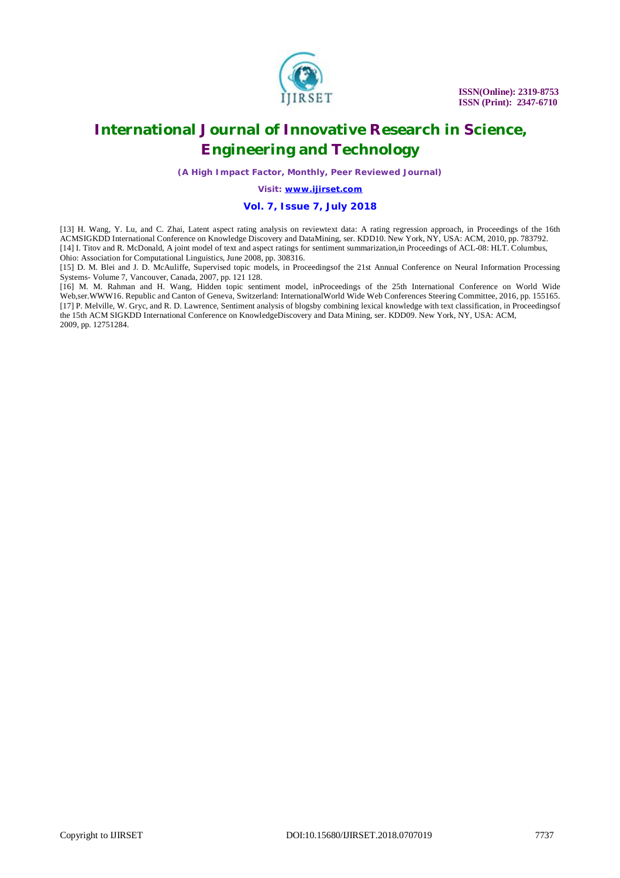[13] H. Wang, Y. Lu, and C. Zhai, Latent aspect rating analysis on reviewtext data: A rating regression approach, in Proceedings of the 16th ACMSIGKDD International Conference on Knowledge Discovery and DataMining, ser. KDD10. New York, NY, USA: ACM, 2010, pp. 783792.
[14] I. Titov and R. McDonald, A joint model of text and aspect ratings for sentiment summarization,in Proceedings of ACL-08: HLT. Columbus, Ohio: Association for Computational Linguistics, June 2008, pp. 308316.
[15] D. M. Blei and J. D. McAuliffe, Supervised topic models, in Proceedingsof the 21st Annual Conference on Neural Information Processing Systems- Volume 7, Vancouver, Canada, 2007, pp. 121 128.
[16] M. M. Rahman and H. Wang, Hidden topic sentiment model, inProceedings of the 25th International Conference on World Wide Web,ser.WWW16. Republic and Canton of Geneva, Switzerland: InternationalWorld Wide Web Conferences Steering Committee, 2016, pp. 155165.
[17] P. Melville, W. Gryc, and R. D. Lawrence, Sentiment analysis of blogsby combining lexical knowledge with text classification, in Proceedingsof the 15th ACM SIGKDD International Conference on KnowledgeDiscovery and Data Mining, ser. KDD09. New York, NY, USA: ACM, 2009, pp. 12751284.